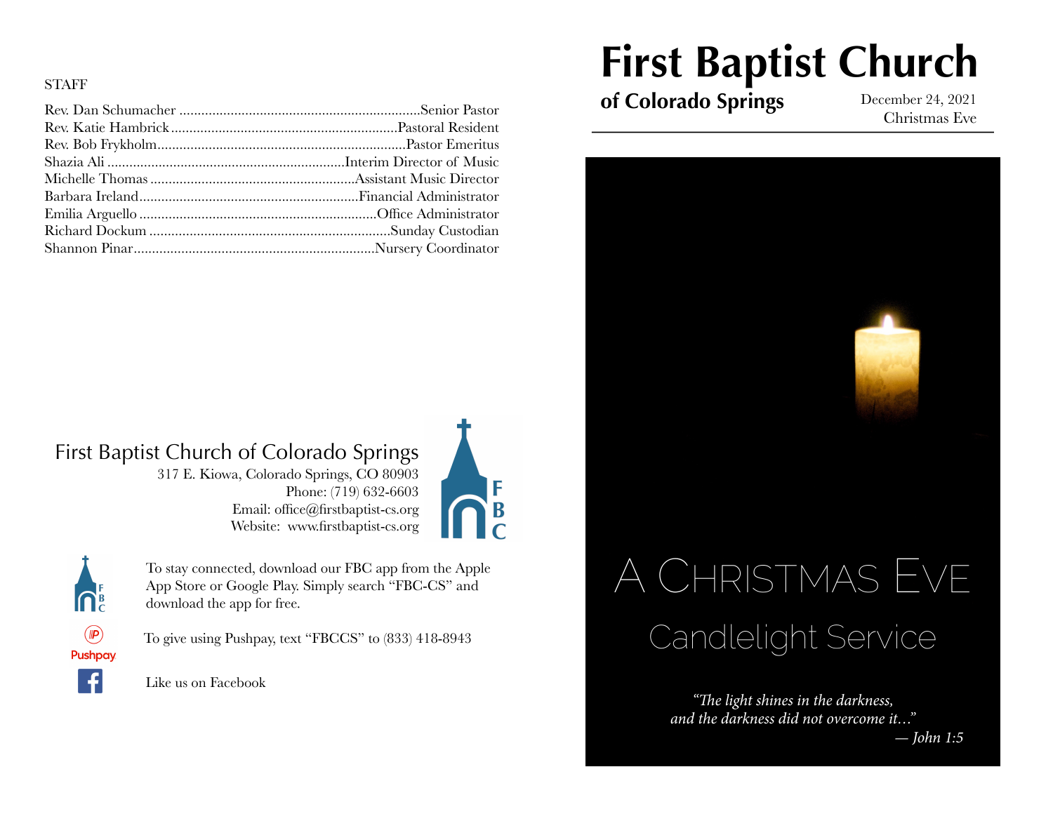STAFF

| | |
|---|---|
| Rev. Dan Schumacher | Senior Pastor |
| Rev. Katie Hambrick | Pastoral Resident |
| Rev. Bob Frykholm | Pastor Emeritus |
| Shazia Ali | Interim Director of Music |
| Michelle Thomas | Assistant Music Director |
| Barbara Ireland | Financial Administrator |
| Emilia Arguello | Office Administrator |
| Richard Dockum | Sunday Custodian |
| Shannon Pinar | Nursery Coordinator |

## First Baptist Church of Colorado Springs

317 E. Kiowa, Colorado Springs, CO 80903
Phone: (719) 632-6603
Email: office@firstbaptist-cs.org
Website: www.firstbaptist-cs.org

To stay connected, download our FBC app from the Apple App Store or Google Play. Simply search "FBC-CS" and download the app for free.

To give using Pushpay, text "FBCCS" to (833) 418-8943

Like us on Facebook

# First Baptist Church

**of Colorado Springs**

December 24, 2021
Christmas Eve

# A Christmas Eve

## Candlelight Service

*"The light shines in the darkness,*
*and the darkness did not overcome it…"*
*— John 1:5*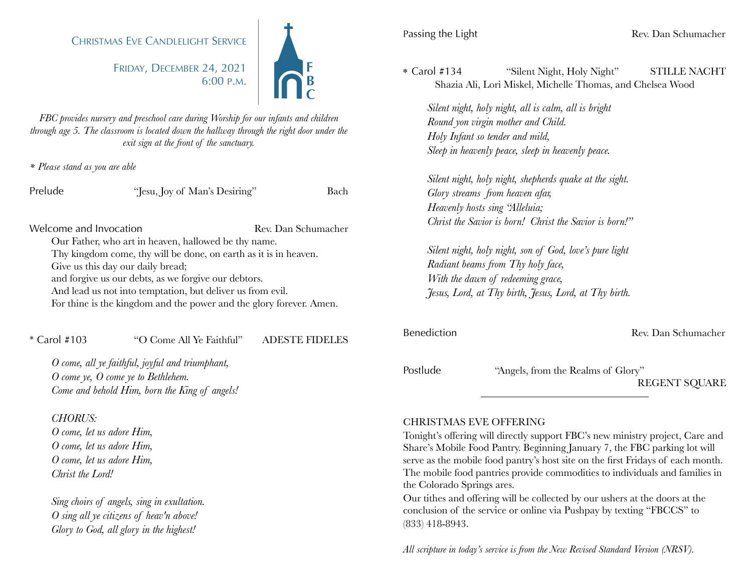# Christmas Eve Candlelight Service

Friday, December 24, 2021
6:00 p.m.

FBC

*FBC provides nursery and preschool care during Worship for our infants and children through age 5. The classroom is located down the hallway through the right door under the exit sign at the front of the sanctuary.*

*\* Please stand as you are able*

Prelude "Jesu, Joy of Man's Desiring" Bach

Welcome and Invocation Rev. Dan Schumacher

Our Father, who art in heaven, hallowed be thy name.
Thy kingdom come, thy will be done, on earth as it is in heaven.
Give us this day our daily bread;
and forgive us our debts, as we forgive our debtors.
And lead us not into temptation, but deliver us from evil.
For thine is the kingdom and the power and the glory forever. Amen.

\* Carol #103 "O Come All Ye Faithful" ADESTE FIDELES

*O come, all ye faithful, joyful and triumphant,*
*O come ye, O come ye to Bethlehem.*
*Come and behold Him, born the King of angels!*

*CHORUS:*
*O come, let us adore Him,*
*O come, let us adore Him,*
*O come, let us adore Him,*
*Christ the Lord!*

*Sing choirs of angels, sing in exultation.*
*O sing all ye citizens of heav'n above!*
*Glory to God, all glory in the highest!*

Passing the Light Rev. Dan Schumacher

\* Carol #134 "Silent Night, Holy Night" STILLE NACHT
Shazia Ali, Lori Miskel, Michelle Thomas, and Chelsea Wood

*Silent night, holy night, all is calm, all is bright*
*Round yon virgin mother and Child.*
*Holy Infant so tender and mild,*
*Sleep in heavenly peace, sleep in heavenly peace.*

*Silent night, holy night, shepherds quake at the sight.*
*Glory streams from heaven afar,*
*Heavenly hosts sing "Alleluia;*
*Christ the Savior is born! Christ the Savior is born!"*

*Silent night, holy night, son of God, love's pure light*
*Radiant beams from Thy holy face,*
*With the dawn of redeeming grace,*
*Jesus, Lord, at Thy birth, Jesus, Lord, at Thy birth.*

Benediction Rev. Dan Schumacher

Postlude "Angels, from the Realms of Glory" REGENT SQUARE

---

CHRISTMAS EVE OFFERING

Tonight's offering will directly support FBC's new ministry project, Care and Share's Mobile Food Pantry. Beginning January 7, the FBC parking lot will serve as the mobile food pantry's host site on the first Fridays of each month. The mobile food pantries provide commodities to individuals and families in the Colorado Springs ares.

Our tithes and offering will be collected by our ushers at the doors at the conclusion of the service or online via Pushpay by texting "FBCCS" to (833) 418-8943.

*All scripture in today's service is from the New Revised Standard Version (NRSV).*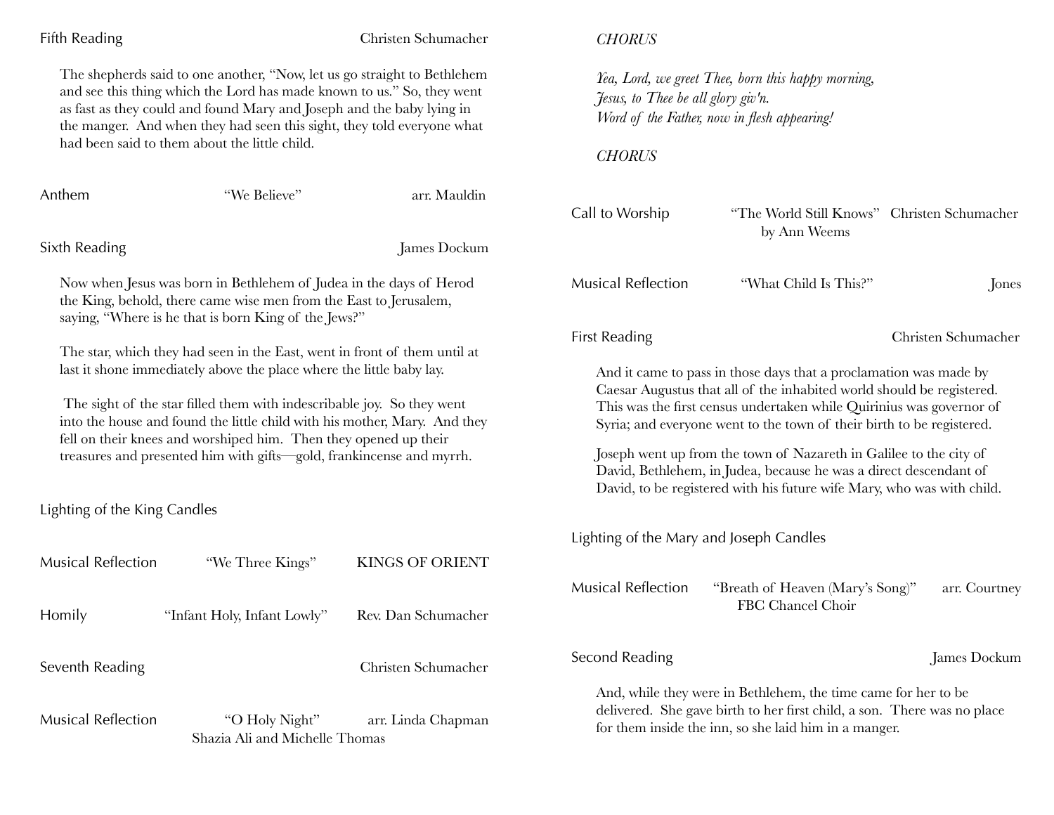Fifth Reading — Christen Schumacher

The shepherds said to one another, "Now, let us go straight to Bethlehem and see this thing which the Lord has made known to us." So, they went as fast as they could and found Mary and Joseph and the baby lying in the manger. And when they had seen this sight, they told everyone what had been said to them about the little child.

Anthem — "We Believe" — arr. Mauldin

Sixth Reading — James Dockum

Now when Jesus was born in Bethlehem of Judea in the days of Herod the King, behold, there came wise men from the East to Jerusalem, saying, "Where is he that is born King of the Jews?"

The star, which they had seen in the East, went in front of them until at last it shone immediately above the place where the little baby lay.

The sight of the star filled them with indescribable joy. So they went into the house and found the little child with his mother, Mary. And they fell on their knees and worshiped him. Then they opened up their treasures and presented him with gifts—gold, frankincense and myrrh.

Lighting of the King Candles

Musical Reflection — "We Three Kings" — KINGS OF ORIENT

Homily — "Infant Holy, Infant Lowly" — Rev. Dan Schumacher

Seventh Reading — Christen Schumacher

Musical Reflection — "O Holy Night" — arr. Linda Chapman
Shazia Ali and Michelle Thomas

*CHORUS*

*Yea, Lord, we greet Thee, born this happy morning,*
*Jesus, to Thee be all glory giv'n.*
*Word of the Father, now in flesh appearing!*

*CHORUS*

Call to Worship — "The World Still Knows" by Ann Weems — Christen Schumacher

Musical Reflection — "What Child Is This?" — Jones

First Reading — Christen Schumacher

And it came to pass in those days that a proclamation was made by Caesar Augustus that all of the inhabited world should be registered. This was the first census undertaken while Quirinius was governor of Syria; and everyone went to the town of their birth to be registered.

Joseph went up from the town of Nazareth in Galilee to the city of David, Bethlehem, in Judea, because he was a direct descendant of David, to be registered with his future wife Mary, who was with child.

Lighting of the Mary and Joseph Candles

Musical Reflection — "Breath of Heaven (Mary's Song)" — arr. Courtney
FBC Chancel Choir

Second Reading — James Dockum

And, while they were in Bethlehem, the time came for her to be delivered. She gave birth to her first child, a son. There was no place for them inside the inn, so she laid him in a manger.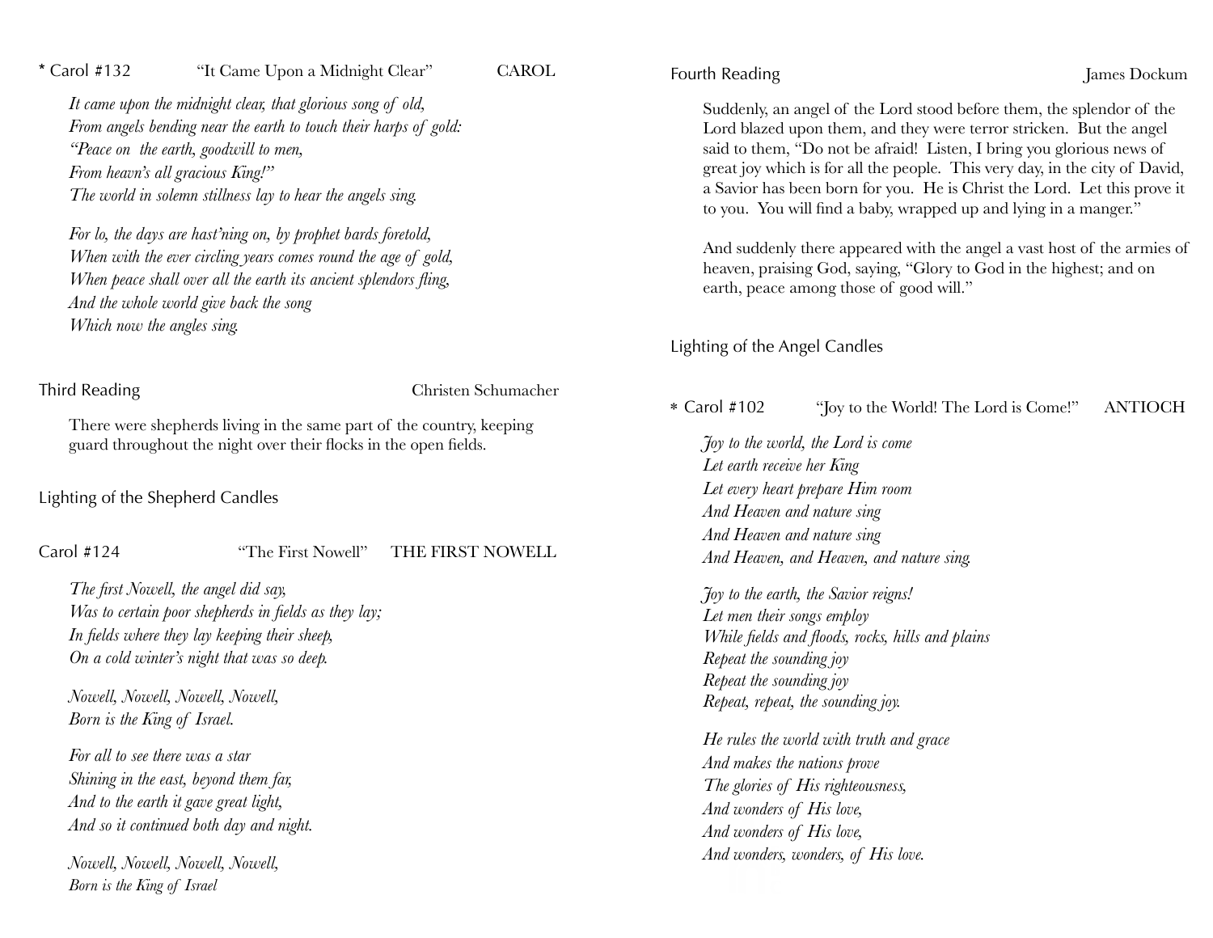\* Carol #132 "It Came Upon a Midnight Clear" CAROL

*It came upon the midnight clear, that glorious song of old,*
*From angels bending near the earth to touch their harps of gold:*
*"Peace on the earth, goodwill to men,*
*From heavn's all gracious King!"*
*The world in solemn stillness lay to hear the angels sing.*

*For lo, the days are hast'ning on, by prophet bards foretold,*
*When with the ever circling years comes round the age of gold,*
*When peace shall over all the earth its ancient splendors fling,*
*And the whole world give back the song*
*Which now the angles sing.*

Third Reading Christen Schumacher

There were shepherds living in the same part of the country, keeping guard throughout the night over their flocks in the open fields.

Lighting of the Shepherd Candles

Carol #124 "The First Nowell" THE FIRST NOWELL

*The first Nowell, the angel did say,*
*Was to certain poor shepherds in fields as they lay;*
*In fields where they lay keeping their sheep,*
*On a cold winter's night that was so deep.*

*Nowell, Nowell, Nowell, Nowell,*
*Born is the King of Israel.*

*For all to see there was a star*
*Shining in the east, beyond them far,*
*And to the earth it gave great light,*
*And so it continued both day and night.*

*Nowell, Nowell, Nowell, Nowell,*
*Born is the King of Israel*

Fourth Reading James Dockum

Suddenly, an angel of the Lord stood before them, the splendor of the Lord blazed upon them, and they were terror stricken. But the angel said to them, "Do not be afraid! Listen, I bring you glorious news of great joy which is for all the people. This very day, in the city of David, a Savior has been born for you. He is Christ the Lord. Let this prove it to you. You will find a baby, wrapped up and lying in a manger."

And suddenly there appeared with the angel a vast host of the armies of heaven, praising God, saying, "Glory to God in the highest; and on earth, peace among those of good will."

Lighting of the Angel Candles

\* Carol #102 "Joy to the World! The Lord is Come!" ANTIOCH

*Joy to the world, the Lord is come*
*Let earth receive her King*
*Let every heart prepare Him room*
*And Heaven and nature sing*
*And Heaven and nature sing*
*And Heaven, and Heaven, and nature sing.*

*Joy to the earth, the Savior reigns!*
*Let men their songs employ*
*While fields and floods, rocks, hills and plains*
*Repeat the sounding joy*
*Repeat the sounding joy*
*Repeat, repeat, the sounding joy.*

*He rules the world with truth and grace*
*And makes the nations prove*
*The glories of His righteousness,*
*And wonders of His love,*
*And wonders of His love,*
*And wonders, wonders, of His love.*